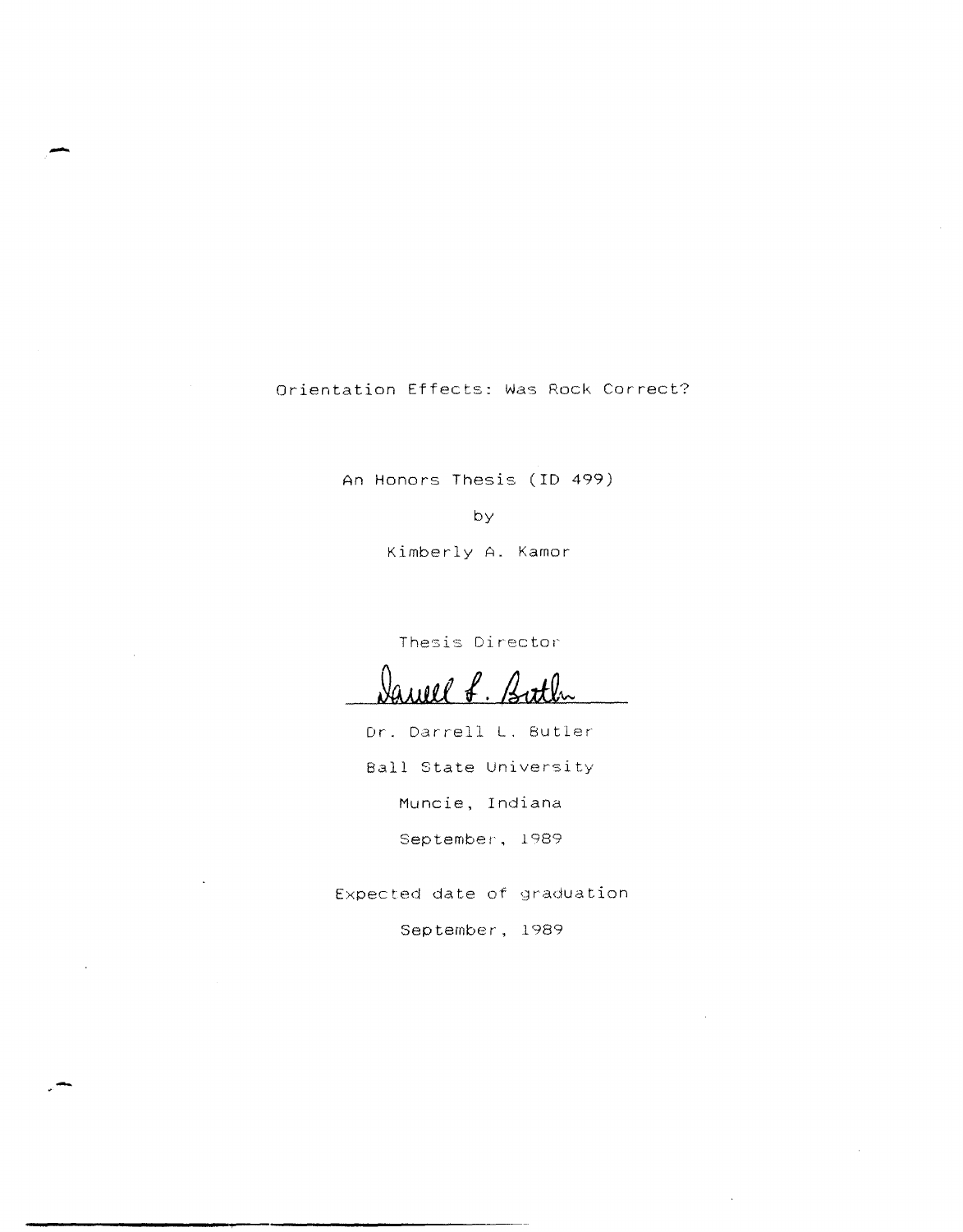# Orientation Effects: Was Rock Correct?

An Honors Thesis (ID 499)

by

Kimberly A. Kamor

Thesis Director

Darrell L. Butler

Dr. Darrell L. Butler

Ball State University

Muncie, Indiana

September, 1989

Expected date of graduation

September, 1989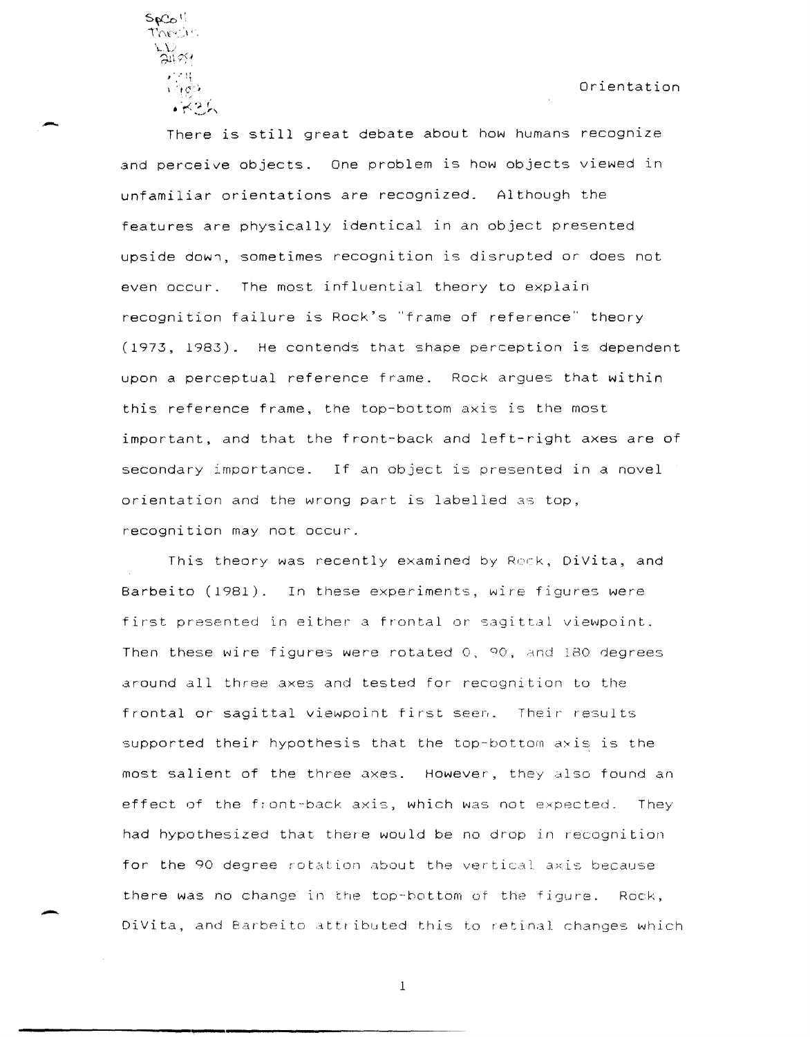There is still great debate about how humans recognize and perceive objects. One problem is how objects viewed in unfamiliar orientations are recognized. Although the features are physically identical in an object presented upside down, sometimes recognition is disrupted or does not even occur. The most influential theory to explain recognition failure is Rock's "frame of reference" theory (1973, 1983). He contends that shape perception is dependent upon a perceptual reference frame. Rock argues that within this reference frame, the top-bottom axis is the most important, and that the front-back and left-right axes are of secondary importance. If an object is presented in a novel orientation and the wrong part is labelled as top, recognition may not occur.

This theory was recently examined by Rock, DiVita, and Barbeito (1981). In these experiments, wire figures were first presented in either a frontal or sagittal viewpoint. Then these wire figures were rotated 0, 90, and 180 degrees around all three axes and tested for recognition to the frontal or sagittal viewpoint first seen. Their results supported their hypothesis that the top-bottom axis is the most salient of the three axes. However, they also found an effect of the front-back axis, which was not expected. They had hypothesized that there would be no drop in recognition for the 90 degree rotation about the vertical axis because there was no change in the top-bottom of the figure. Rock, DiVita, and Barbeito attributed this to retinal changes which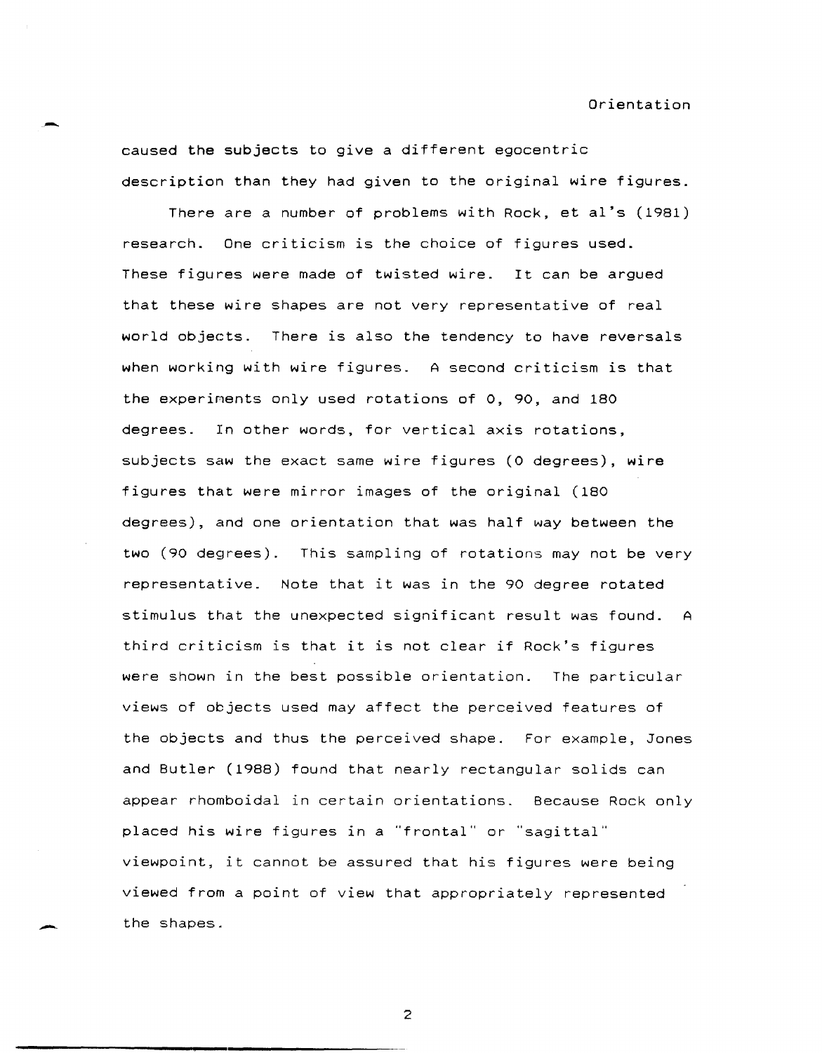caused the subjects to give a different egocentric description than they had given to the original wire figures.

There are a number of problems with Rock, et al's (1981) research. One criticism is the choice of figures used. These figures were made of twisted wire. It can be argued that these wire shapes are not very representative of real world objects. There is also the tendency to have reversals when working with wire figures. A second criticism is that the experiments only used rotations of 0, 90, and 180 degrees. In other words, for vertical axis rotations, subjects saw the exact same wire figures (0 degrees), wire figures that were mirror images of the original (180 degrees), and one orientation that was half way between the two (90 degrees). This sampling of rotations may not be very representative. Note that it was in the 90 degree rotated stimulus that the unexpected significant result was found. A third criticism is that it is not clear if Rock's figures were shown in the best possible orientation. The particular views of objects used may affect the perceived features of the objects and thus the perceived shape. For example, Jones and Butler (1988) found that nearly rectangular solids can appear rhomboidal in certain orientations. Because Rock only placed his wire figures in a "frontal" or "sagittal" viewpoint, it cannot be assured that his figures were being viewed from a point of view that appropriately represented the shapes.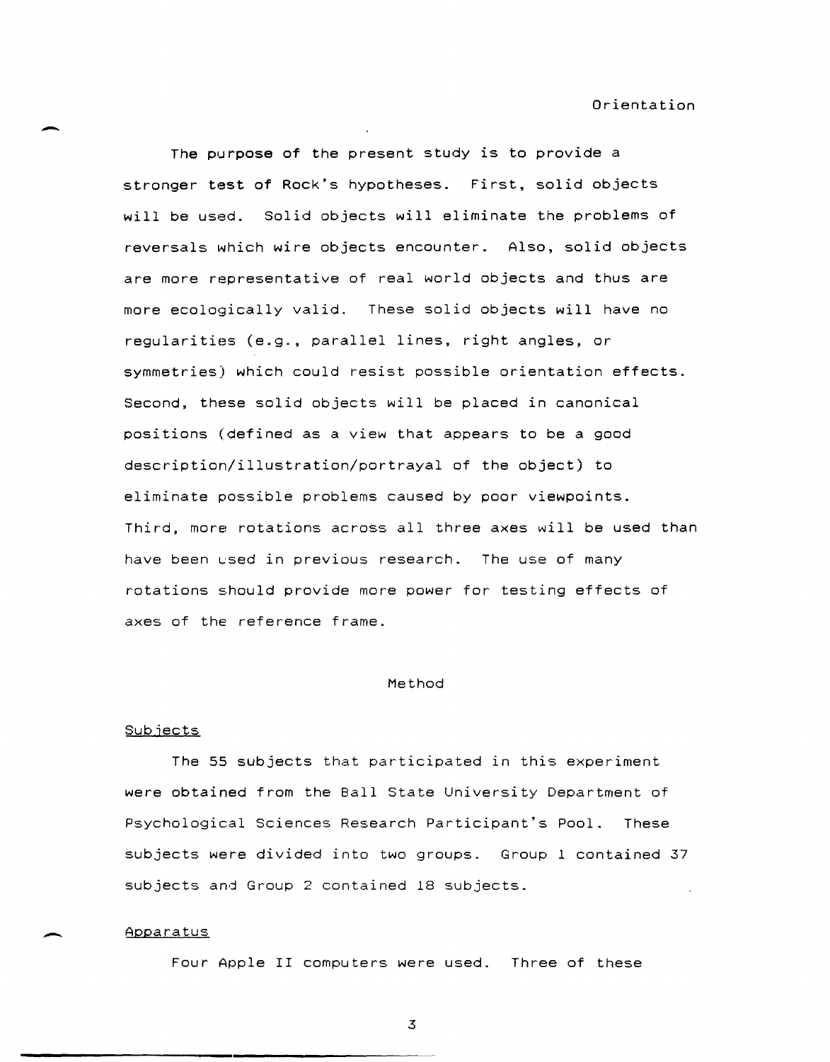The purpose of the present study is to provide a stronger test of Rock's hypotheses. First, solid objects will be used. Solid objects will eliminate the problems of reversals which wire objects encounter. Also, solid objects are more representative of real world objects and thus are more ecologically valid. These solid objects will have no regularities (e.g., parallel lines, right angles, or symmetries) which could resist possible orientation effects. Second, these solid objects will be placed in canonical positions (defined as a view that appears to be a good description/illustration/portrayal of the object) to eliminate possible problems caused by poor viewpoints. Third, more rotations across all three axes will be used than have been used in previous research. The use of many rotations should provide more power for testing effects of axes of the reference frame.

## Method

### Subjects

The 55 subjects that participated in this experiment were obtained from the Ball State University Department of Psychological Sciences Research Participant's Pool. These subjects were divided into two groups. Group 1 contained 37 subjects and Group 2 contained 18 subjects.

### Apparatus

Four Apple II computers were used. Three of these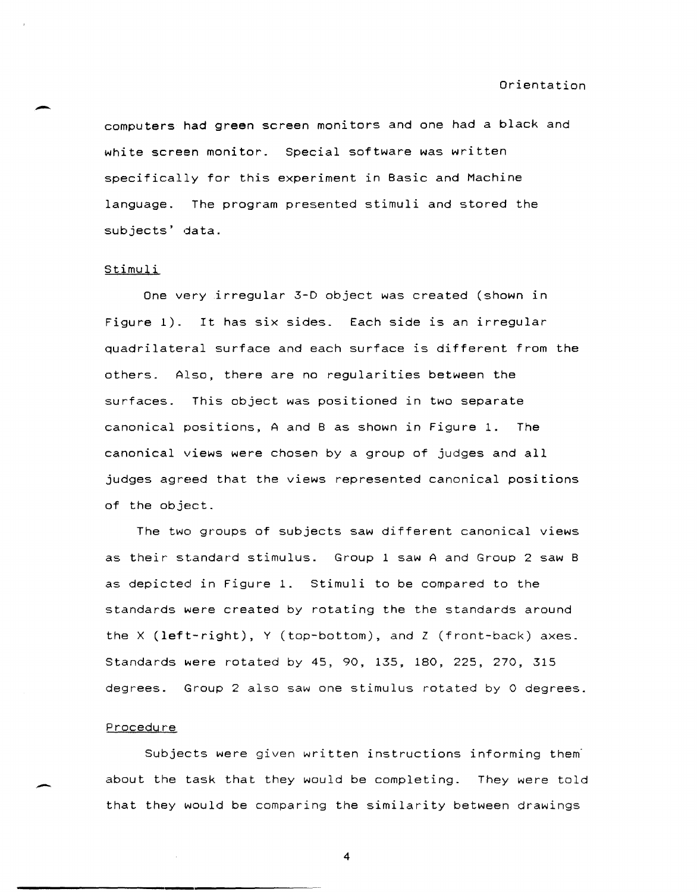computers had green screen monitors and one had a black and white screen monitor. Special software was written specifically for this experiment in Basic and Machine language. The program presented stimuli and stored the subjects' data.

### Stimuli

One very irregular 3-D object was created (shown in Figure 1). It has six sides. Each side is an irregular quadrilateral surface and each surface is different from the others. Also, there are no regularities between the surfaces. This object was positioned in two separate canonical positions, A and B as shown in Figure 1. The canonical views were chosen by a group of judges and all judges agreed that the views represented canonical positions of the object.

The two groups of subjects saw different canonical views as their standard stimulus. Group 1 saw A and Group 2 saw B as depicted in Figure 1. Stimuli to be compared to the standards were created by rotating the the standards around the X (left-right), Y (top-bottom), and Z (front-back) axes. Standards were rotated by 45, 90, 135, 180, 225, 270, 315 degrees. Group 2 also saw one stimulus rotated by 0 degrees.

### Procedure

Subjects were given written instructions informing them about the task that they would be completing. They were told that they would be comparing the similarity between drawings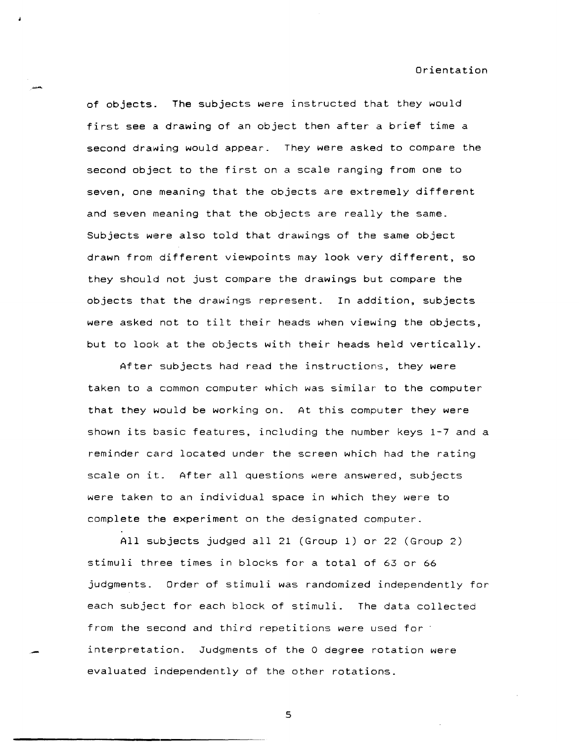of objects. The subjects were instructed that they would first see a drawing of an object then after a brief time a second drawing would appear. They were asked to compare the second object to the first on a scale ranging from one to seven, one meaning that the objects are extremely different and seven meaning that the objects are really the same. Subjects were also told that drawings of the same object drawn from different viewpoints may look very different, so they should not just compare the drawings but compare the objects that the drawings represent. In addition, subjects were asked not to tilt their heads when viewing the objects, but to look at the objects with their heads held vertically.

After subjects had read the instructions, they were taken to a common computer which was similar to the computer that they would be working on. At this computer they were shown its basic features, including the number keys 1-7 and a reminder card located under the screen which had the rating scale on it. After all questions were answered, subjects were taken to an individual space in which they were to complete the experiment on the designated computer.

All subjects judged all 21 (Group 1) or 22 (Group 2) stimuli three times in blocks for a total of 63 or 66 judgments. Order of stimuli was randomized independently for each subject for each block of stimuli. The data collected from the second and third repetitions were used for interpretation. Judgments of the 0 degree rotation were evaluated independently of the other rotations.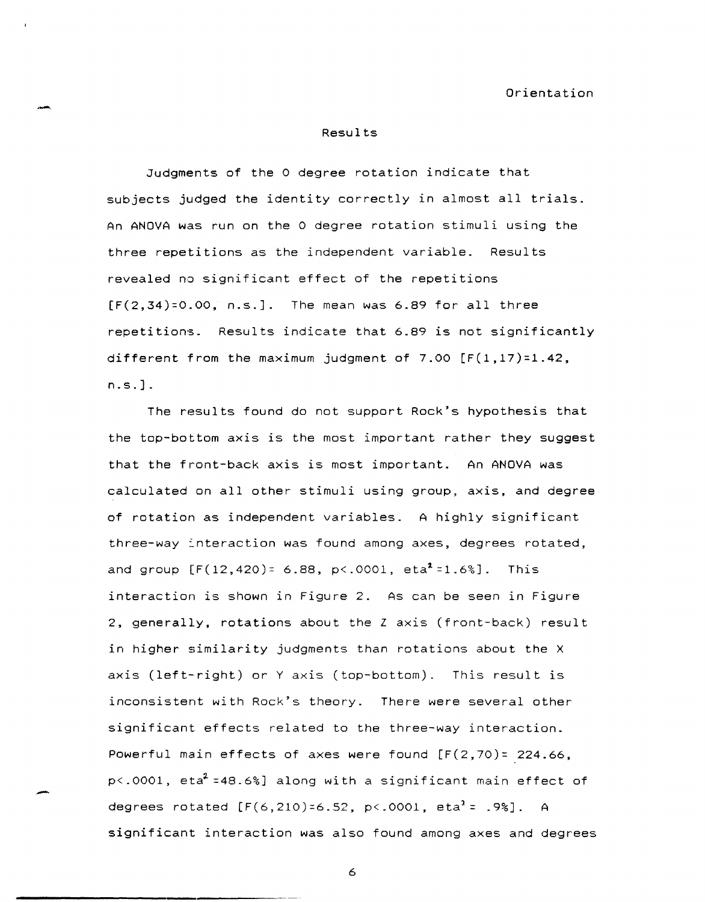## Results

Judgments of the 0 degree rotation indicate that subjects judged the identity correctly in almost all trials. An ANOVA was run on the 0 degree rotation stimuli using the three repetitions as the independent variable. Results revealed no significant effect of the repetitions [$F(2,34)=0.00$, n.s.]. The mean was 6.89 for all three repetitions. Results indicate that 6.89 is not significantly different from the maximum judgment of 7.00 [$F(1,17)=1.42$, n.s.].

The results found do not support Rock's hypothesis that the top-bottom axis is the most important rather they suggest that the front-back axis is most important. An ANOVA was calculated on all other stimuli using group, axis, and degree of rotation as independent variables. A highly significant three-way interaction was found among axes, degrees rotated, and group [$F(12,420)= 6.88$, $p<.0001$, $eta^2=1.6\%$]. This interaction is shown in Figure 2. As can be seen in Figure 2, generally, rotations about the Z axis (front-back) result in higher similarity judgments than rotations about the X axis (left-right) or Y axis (top-bottom). This result is inconsistent with Rock's theory. There were several other significant effects related to the three-way interaction. Powerful main effects of axes were found [$F(2,70)= 224.66$, $p<.0001$, $eta^2=48.6\%$] along with a significant main effect of degrees rotated [$F(6,210)=6.52$, $p<.0001$, $eta^2= .9\%$]. A significant interaction was also found among axes and degrees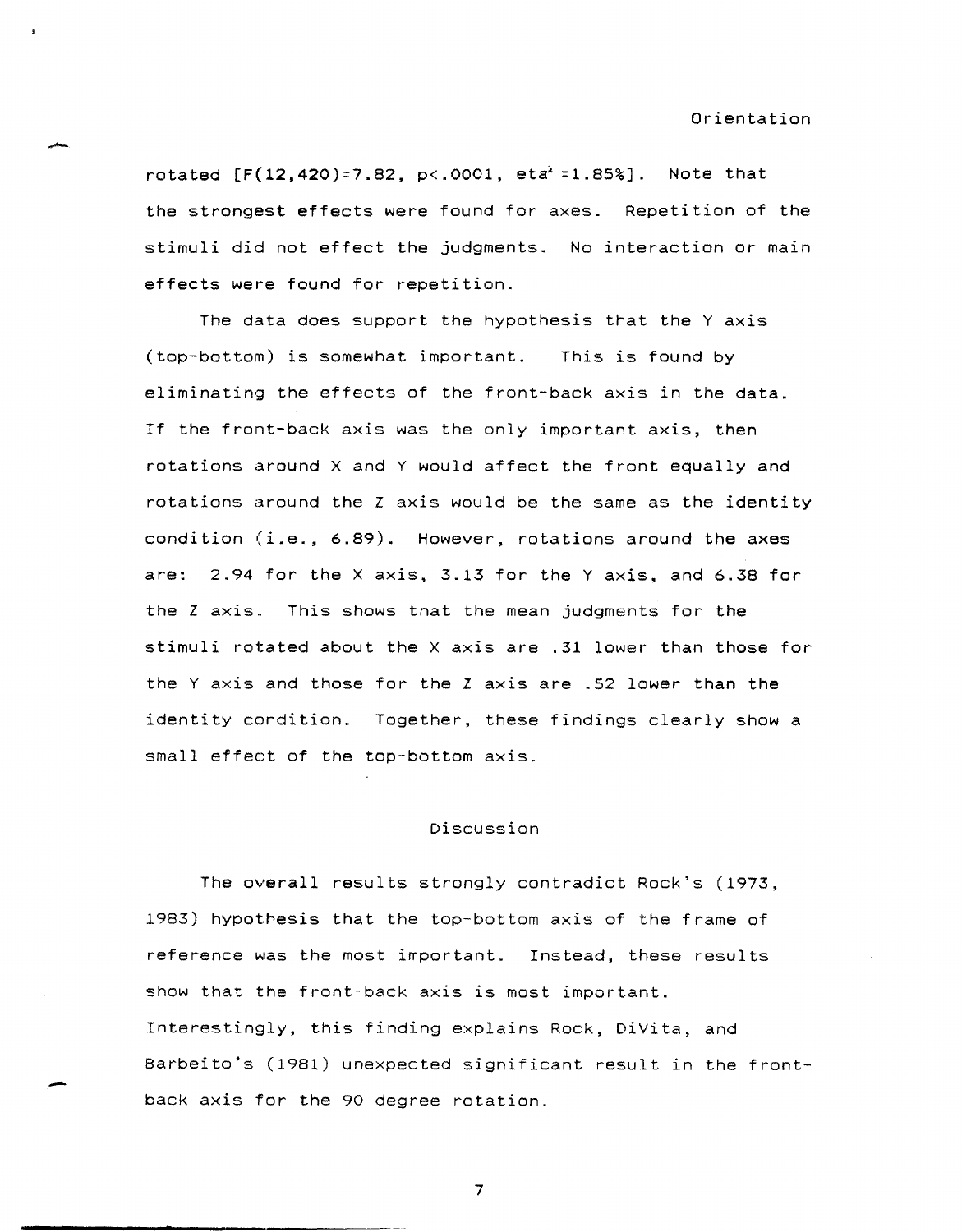rotated $[F(12,420)=7.82, p<.0001, eta^2=1.85\%]$. Note that the strongest effects were found for axes. Repetition of the stimuli did not effect the judgments. No interaction or main effects were found for repetition.

The data does support the hypothesis that the Y axis (top-bottom) is somewhat important. This is found by eliminating the effects of the front-back axis in the data. If the front-back axis was the only important axis, then rotations around X and Y would affect the front equally and rotations around the Z axis would be the same as the identity condition (i.e., 6.89). However, rotations around the axes are: 2.94 for the X axis, 3.13 for the Y axis, and 6.38 for the Z axis. This shows that the mean judgments for the stimuli rotated about the X axis are .31 lower than those for the Y axis and those for the Z axis are .52 lower than the identity condition. Together, these findings clearly show a small effect of the top-bottom axis.

## Discussion

The overall results strongly contradict Rock's (1973, 1983) hypothesis that the top-bottom axis of the frame of reference was the most important. Instead, these results show that the front-back axis is most important. Interestingly, this finding explains Rock, DiVita, and Barbeito's (1981) unexpected significant result in the front-back axis for the 90 degree rotation.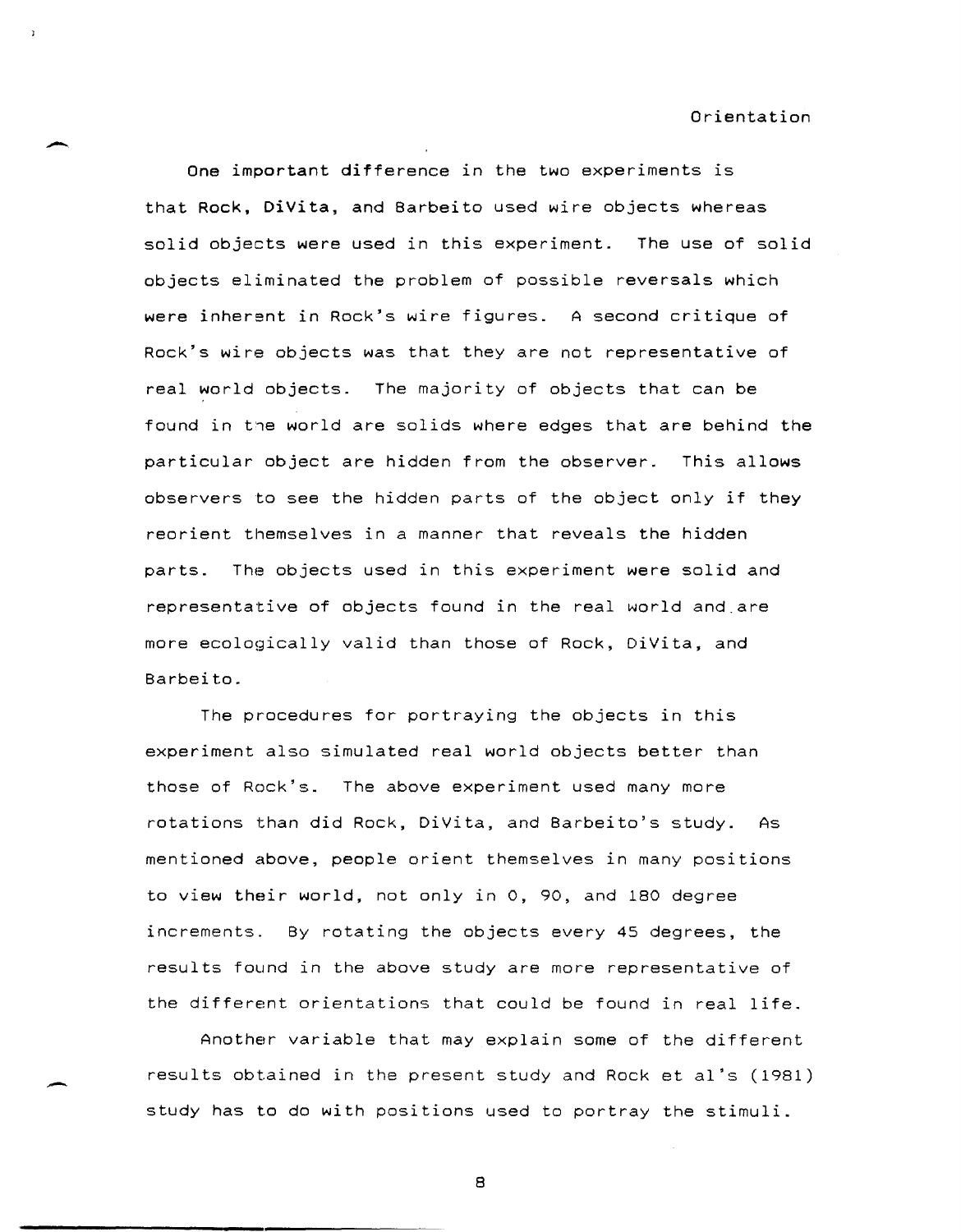One important difference in the two experiments is that Rock, DiVita, and Barbeito used wire objects whereas solid objects were used in this experiment. The use of solid objects eliminated the problem of possible reversals which were inherent in Rock's wire figures. A second critique of Rock's wire objects was that they are not representative of real world objects. The majority of objects that can be found in the world are solids where edges that are behind the particular object are hidden from the observer. This allows observers to see the hidden parts of the object only if they reorient themselves in a manner that reveals the hidden parts. The objects used in this experiment were solid and representative of objects found in the real world and are more ecologically valid than those of Rock, DiVita, and Barbeito.

The procedures for portraying the objects in this experiment also simulated real world objects better than those of Rock's. The above experiment used many more rotations than did Rock, DiVita, and Barbeito's study. As mentioned above, people orient themselves in many positions to view their world, not only in 0, 90, and 180 degree increments. By rotating the objects every 45 degrees, the results found in the above study are more representative of the different orientations that could be found in real life.

Another variable that may explain some of the different results obtained in the present study and Rock et al's (1981) study has to do with positions used to portray the stimuli.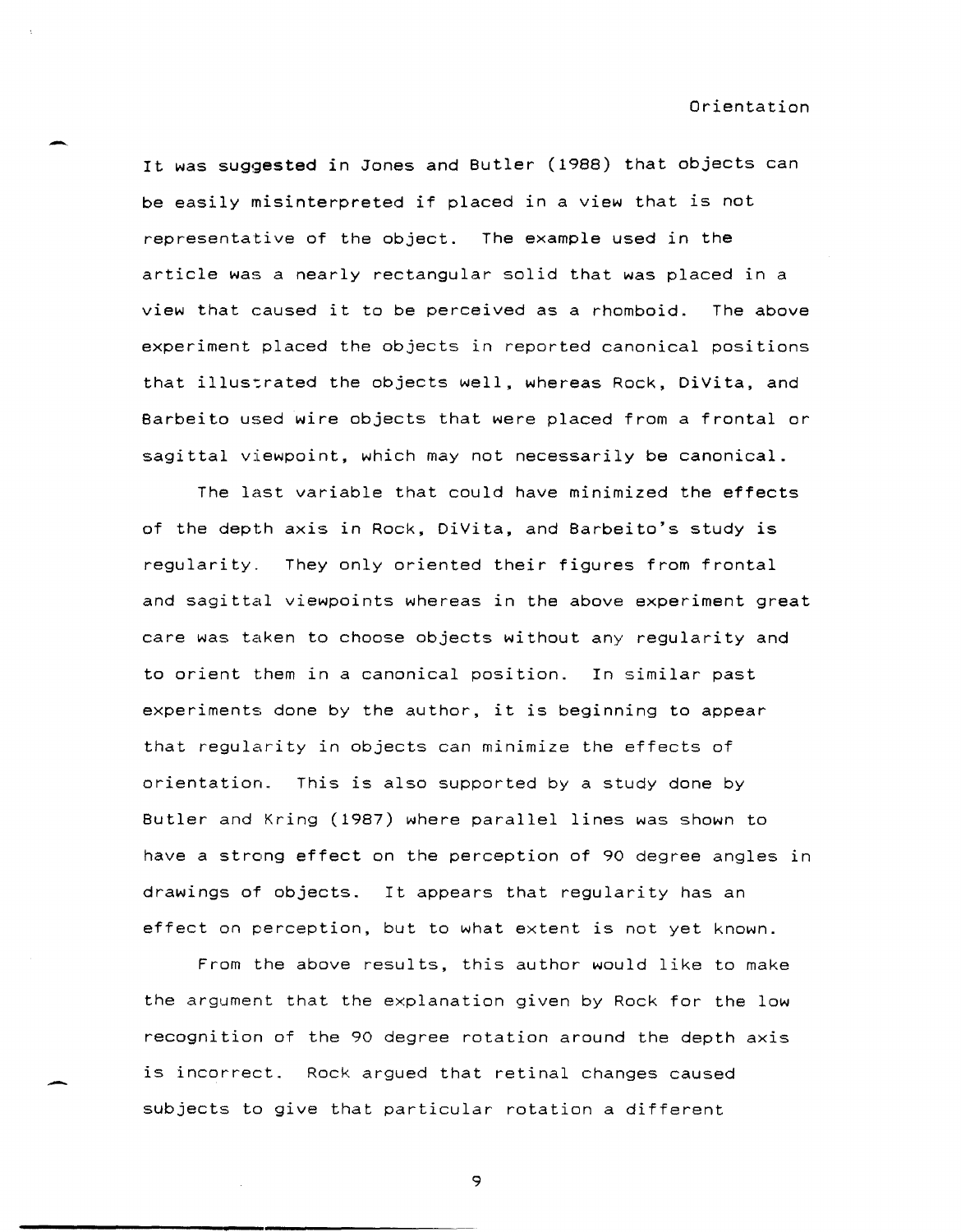It was suggested in Jones and Butler (1988) that objects can be easily misinterpreted if placed in a view that is not representative of the object. The example used in the article was a nearly rectangular solid that was placed in a view that caused it to be perceived as a rhomboid. The above experiment placed the objects in reported canonical positions that illustrated the objects well, whereas Rock, DiVita, and Barbeito used wire objects that were placed from a frontal or sagittal viewpoint, which may not necessarily be canonical.

The last variable that could have minimized the effects of the depth axis in Rock, DiVita, and Barbeito's study is regularity. They only oriented their figures from frontal and sagittal viewpoints whereas in the above experiment great care was taken to choose objects without any regularity and to orient them in a canonical position. In similar past experiments done by the author, it is beginning to appear that regularity in objects can minimize the effects of orientation. This is also supported by a study done by Butler and Kring (1987) where parallel lines was shown to have a strong effect on the perception of 90 degree angles in drawings of objects. It appears that regularity has an effect on perception, but to what extent is not yet known.

From the above results, this author would like to make the argument that the explanation given by Rock for the low recognition of the 90 degree rotation around the depth axis is incorrect. Rock argued that retinal changes caused subjects to give that particular rotation a different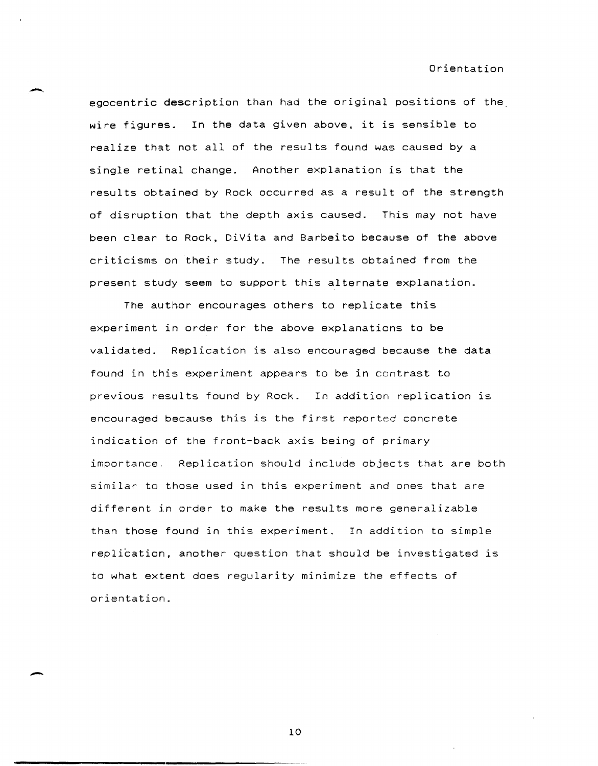egocentric description than had the original positions of the wire figures. In the data given above, it is sensible to realize that not all of the results found was caused by a single retinal change. Another explanation is that the results obtained by Rock occurred as a result of the strength of disruption that the depth axis caused. This may not have been clear to Rock, DiVita and Barbeito because of the above criticisms on their study. The results obtained from the present study seem to support this alternate explanation.

The author encourages others to replicate this experiment in order for the above explanations to be validated. Replication is also encouraged because the data found in this experiment appears to be in contrast to previous results found by Rock. In addition replication is encouraged because this is the first reported concrete indication of the front-back axis being of primary importance. Replication should include objects that are both similar to those used in this experiment and ones that are different in order to make the results more generalizable than those found in this experiment. In addition to simple replication, another question that should be investigated is to what extent does regularity minimize the effects of orientation.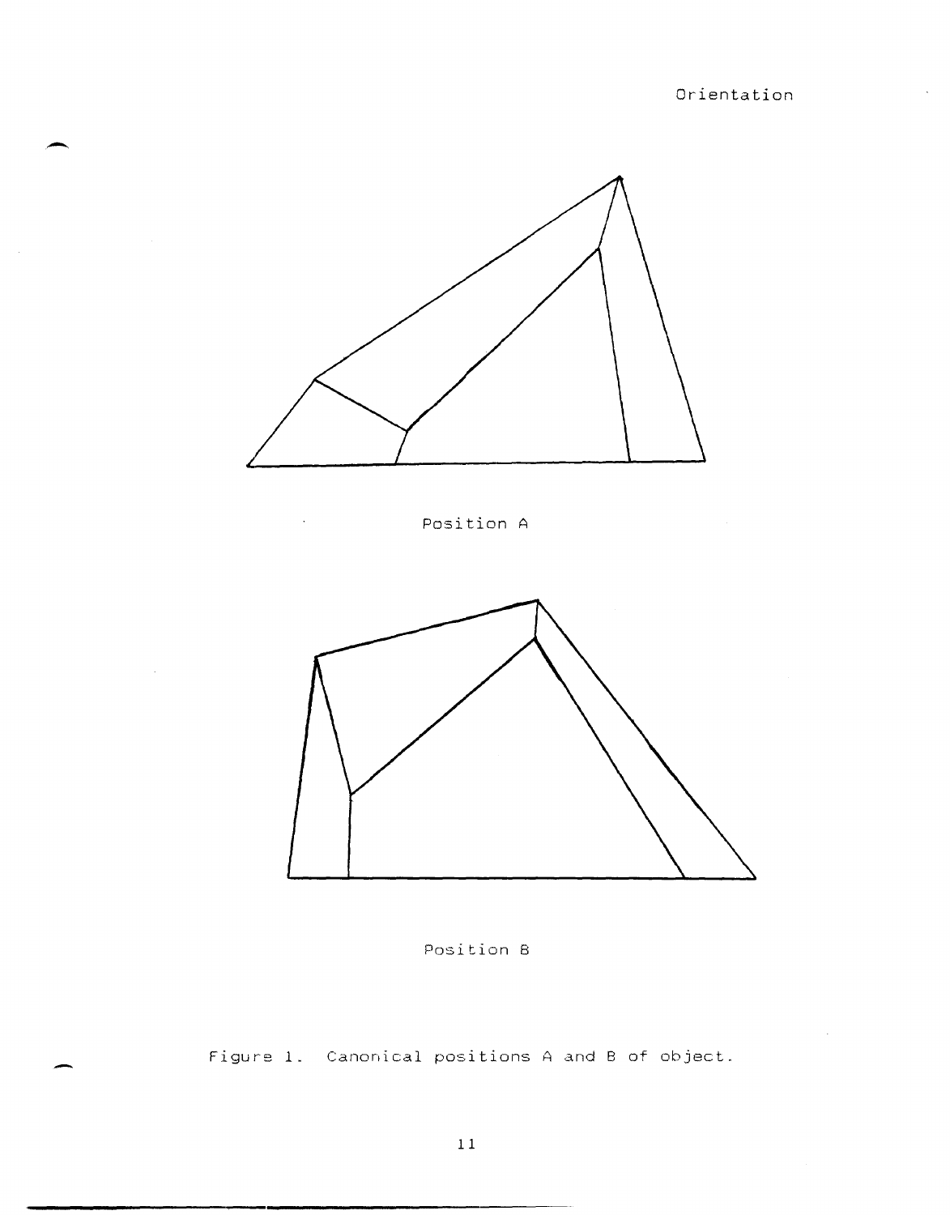Position A

Position B

Figure 1. Canonical positions A and B of object.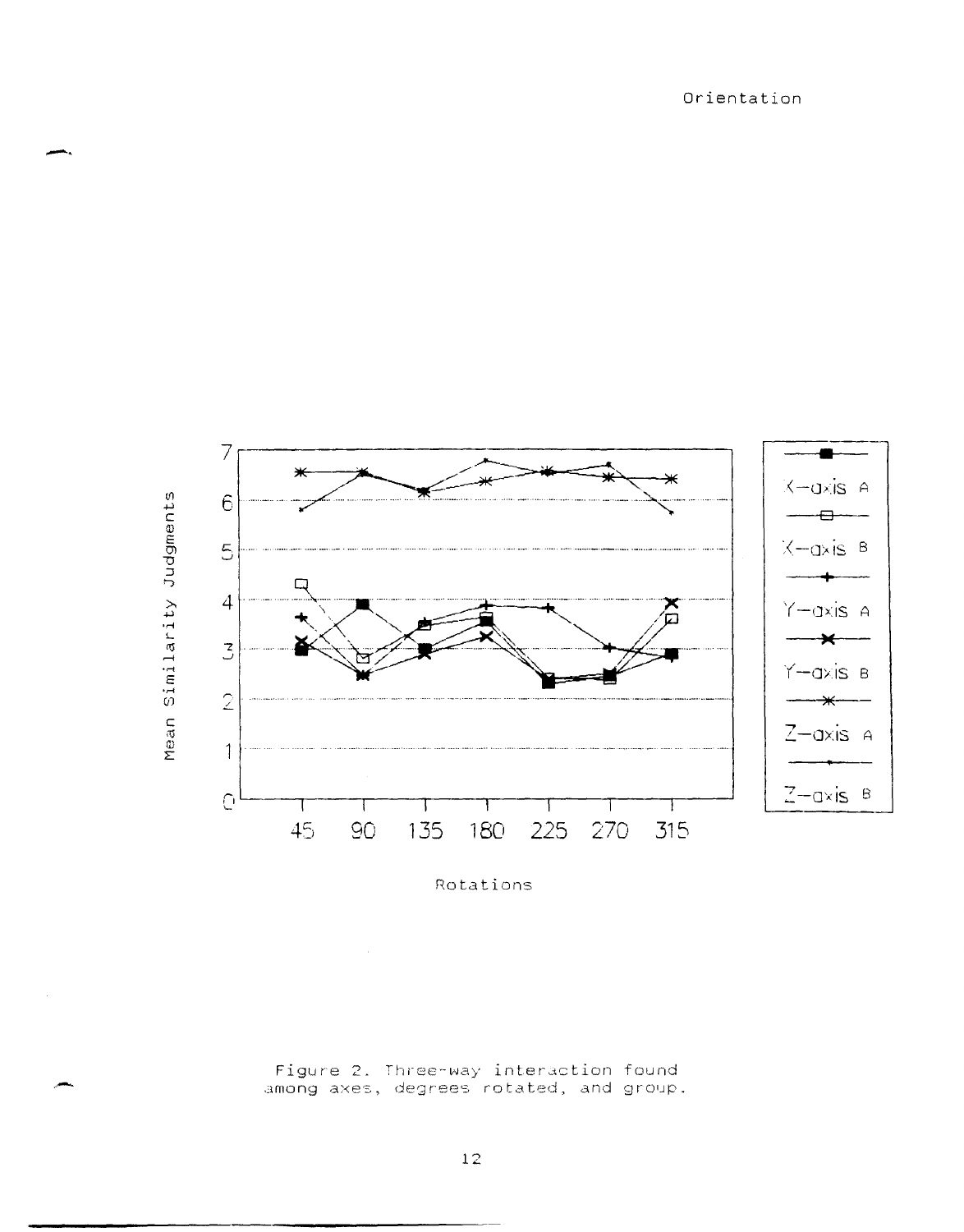Figure 2. Three-way interaction found among axes, degrees rotated, and group.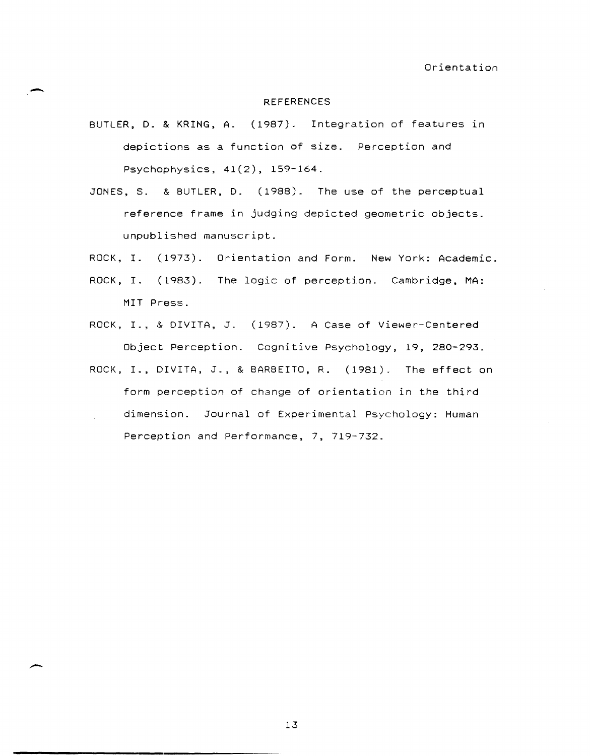## REFERENCES

BUTLER, D. & KRING, A. (1987). Integration of features in depictions as a function of size. Perception and Psychophysics, 41(2), 159-164.

JONES, S. & BUTLER, D. (1988). The use of the perceptual reference frame in judging depicted geometric objects. unpublished manuscript.

ROCK, I. (1973). Orientation and Form. New York: Academic.

ROCK, I. (1983). The logic of perception. Cambridge, MA: MIT Press.

ROCK, I., & DIVITA, J. (1987). A Case of Viewer-Centered Object Perception. Cognitive Psychology, 19, 280-293.

ROCK, I., DIVITA, J., & BARBEITO, R. (1981). The effect on form perception of change of orientation in the third dimension. Journal of Experimental Psychology: Human Perception and Performance, 7, 719-732.